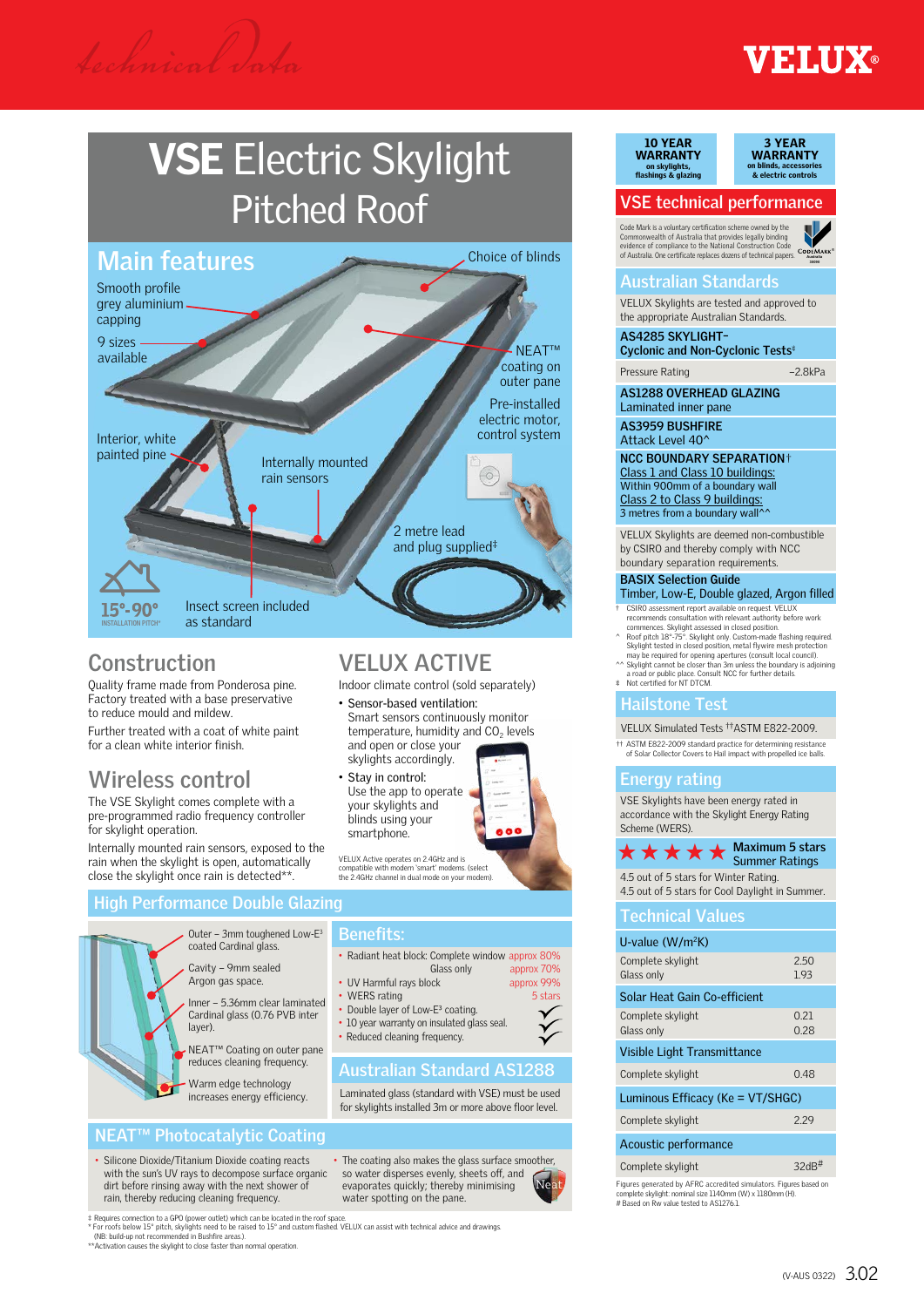Technical Data

VELUX®

# VSE Electric Skylight Pitched Roof

## Main features

- Smooth profile grey aluminium capping
- 9 sizes available
- Choice of blinds
- NEAT™ coating on outer pane
- Pre-installed electric motor, control system
- Interior, white painted pine
- Internally mounted rain sensors
- 2 metre lead and plug supplied‡
- Insect screen included as standard

15°-90° INSTALLATION PITCH*

## Construction

Quality frame made from Ponderosa pine. Factory treated with a base preservative to reduce mould and mildew.

Further treated with a coat of white paint for a clean white interior finish.

## Wireless control

The VSE Skylight comes complete with a pre-programmed radio frequency controller for skylight operation.

Internally mounted rain sensors, exposed to the rain when the skylight is open, automatically close the skylight once rain is detected**.

## VELUX ACTIVE

Indoor climate control (sold separately)

- Sensor-based ventilation:
  Smart sensors continuously monitor temperature, humidity and $CO_2$ levels and open or close your skylights accordingly.
- Stay in control:
  Use the app to operate your skylights and blinds using your smartphone.

VELUX Active operates on 2.4GHz and is compatible with modern 'smart' modems. (select the 2.4GHz channel in dual mode on your modem).

## High Performance Double Glazing

- Outer – 3mm toughened Low-E³ coated Cardinal glass.
- Cavity – 9mm sealed Argon gas space.
- Inner – 5.36mm clear laminated Cardinal glass (0.76 PVB inter layer).
- NEAT™ Coating on outer pane reduces cleaning frequency.
- Warm edge technology increases energy efficiency.

### Benefits:

- Radiant heat block: Complete window approx 80%; Glass only approx 70%
- UV Harmful rays block approx 99%
- WERS rating 5 stars
- Double layer of Low-E³ coating.
- 10 year warranty on insulated glass seal.
- Reduced cleaning frequency.

### Australian Standard AS1288

Laminated glass (standard with VSE) must be used for skylights installed 3m or more above floor level.

## NEAT™ Photocatalytic Coating

- Silicone Dioxide/Titanium Dioxide coating reacts with the sun's UV rays to decompose surface organic dirt before rinsing away with the next shower of rain, thereby reducing cleaning frequency.
- The coating also makes the glass surface smoother, so water disperses evenly, sheets off, and evaporates quickly; thereby minimising water spotting on the pane.

‡ Requires connection to a GPO (power outlet) which can be located in the roof space.
* For roofs below 15° pitch, skylights need to be raised to 15° and custom flashed. VELUX can assist with technical advice and drawings. (NB: build-up not recommended in Bushfire areas.)
**Activation causes the skylight to close faster than normal operation.

**10 YEAR WARRANTY** on skylights, flashings & glazing
**3 YEAR WARRANTY** on blinds, accessories & electric controls

## VSE technical performance

Code Mark is a voluntary certification scheme owned by the Commonwealth of Australia that provides legally binding evidence of compliance to the National Construction Code of Australia. One certificate replaces dozens of technical papers.

### Australian Standards

VELUX Skylights are tested and approved to the appropriate Australian Standards.

**AS4285 SKYLIGHT– Cyclonic and Non-Cyclonic Tests‡**

| Pressure Rating | –2.8kPa |
|---|---|

**AS1288 OVERHEAD GLAZING**
Laminated inner pane

**AS3959 BUSHFIRE**
Attack Level 40^

**NCC BOUNDARY SEPARATION†**
Class 1 and Class 10 buildings:
Within 900mm of a boundary wall
Class 2 to Class 9 buildings:
3 metres from a boundary wall^^

VELUX Skylights are deemed non-combustible by CSIRO and thereby comply with NCC boundary separation requirements.

**BASIX Selection Guide**
Timber, Low-E, Double glazed, Argon filled

† CSIRO assessment report available on request. VELUX recommends consultation with relevant authority before work commences. Skylight assessed in closed position.
^ Roof pitch 18°-75°. Skylight only. Custom-made flashing required. Skylight tested in closed position, metal flywire mesh protection may be required for opening apertures (consult local council).
^^ Skylight cannot be closer than 3m unless the boundary is adjoining a road or public place. Consult NCC for further details.
‡ Not certified for NT DTCM.

### Hailstone Test

VELUX Simulated Tests ††ASTM E822-2009.

†† ASTM E822-2009 standard practice for determining resistance of Solar Collector Covers to Hail impact with propelled ice balls.

### Energy rating

VSE Skylights have been energy rated in accordance with the Skylight Energy Rating Scheme (WERS).

★★★★★ Maximum 5 stars Summer Ratings

4.5 out of 5 stars for Winter Rating.
4.5 out of 5 stars for Cool Daylight in Summer.

### Technical Values

| U-value (W/m²K) | |
|---|---|
| Complete skylight | 2.50 |
| Glass only | 1.93 |
| **Solar Heat Gain Co-efficient** | |
| Complete skylight | 0.21 |
| Glass only | 0.28 |
| **Visible Light Transmittance** | |
| Complete skylight | 0.48 |
| **Luminous Efficacy (Ke = VT/SHGC)** | |
| Complete skylight | 2.29 |
| **Acoustic performance** | |
| Complete skylight | 32dB# |

Figures generated by AFRC accredited simulators. Figures based on complete skylight: nominal size 1140mm (W) x 1180mm (H).
# Based on Rw value tested to AS1276.1

(V-AUS 0322) 3.02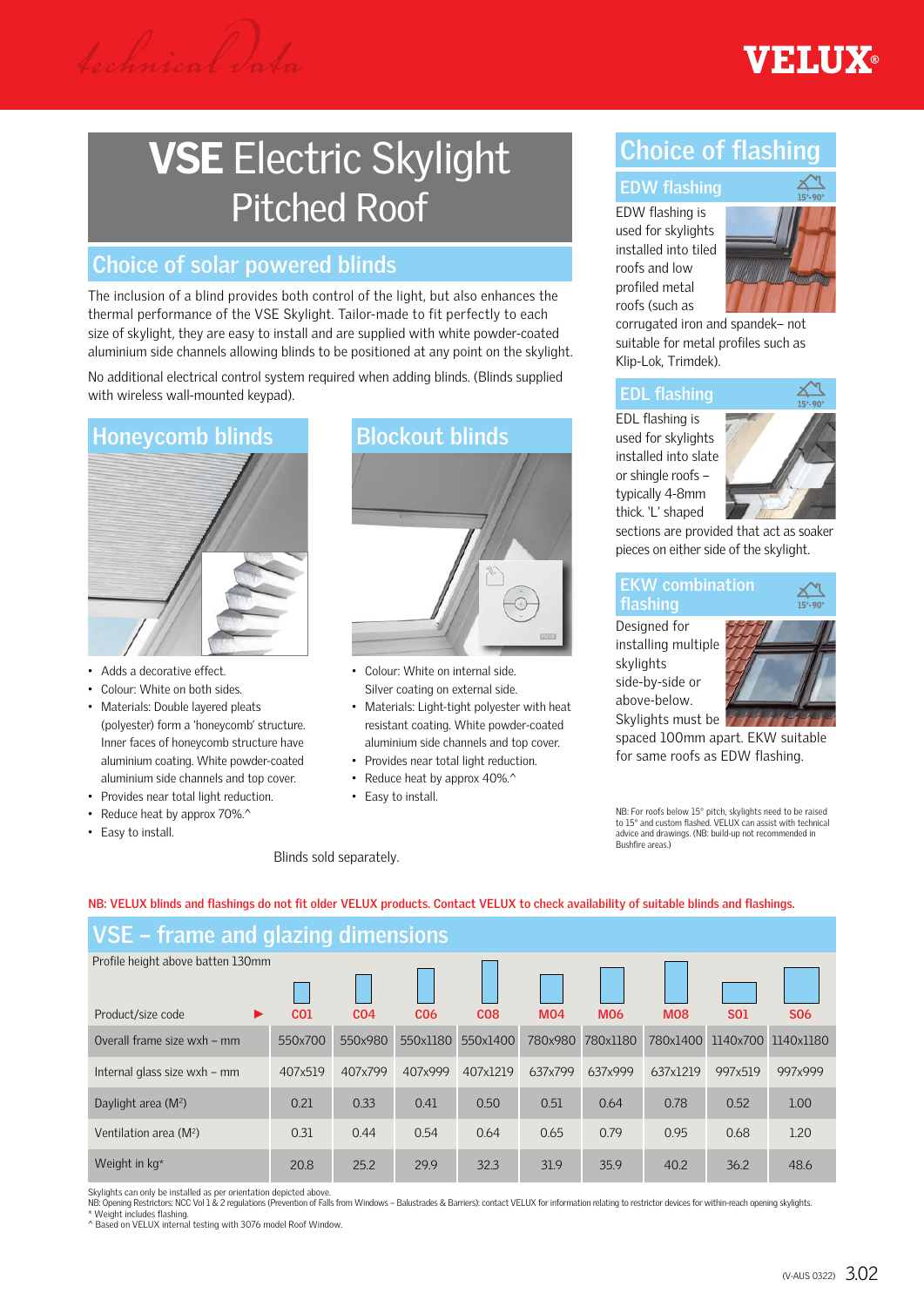# VSE Electric Skylight Pitched Roof

## Choice of solar powered blinds

The inclusion of a blind provides both control of the light, but also enhances the thermal performance of the VSE Skylight. Tailor-made to fit perfectly to each size of skylight, they are easy to install and are supplied with white powder-coated aluminium side channels allowing blinds to be positioned at any point on the skylight.

No additional electrical control system required when adding blinds. (Blinds supplied with wireless wall-mounted keypad).

### Honeycomb blinds

- Adds a decorative effect.
- Colour: White on both sides.
- Materials: Double layered pleats (polyester) form a 'honeycomb' structure. Inner faces of honeycomb structure have aluminium coating. White powder-coated aluminium side channels and top cover.
- Provides near total light reduction.
- Reduce heat by approx 70%.^
- Easy to install.

### Blockout blinds

- Colour: White on internal side. Silver coating on external side.
- Materials: Light-tight polyester with heat resistant coating. White powder-coated aluminium side channels and top cover.
- Provides near total light reduction.
- Reduce heat by approx 40%.^
- Easy to install.

Blinds sold separately.

## Choice of flashing

### EDW flashing

15°-90°

EDW flashing is used for skylights installed into tiled roofs and low profiled metal roofs (such as corrugated iron and spandek– not suitable for metal profiles such as Klip-Lok, Trimdek).

### EDL flashing

15°-90°

EDL flashing is used for skylights installed into slate or shingle roofs – typically 4-8mm thick. 'L' shaped sections are provided that act as soaker pieces on either side of the skylight.

### EKW combination flashing

15°-90°

Designed for installing multiple skylights side-by-side or above-below. Skylights must be spaced 100mm apart. EKW suitable for same roofs as EDW flashing.

NB: For roofs below 15° pitch, skylights need to be raised to 15° and custom flashed. VELUX can assist with technical advice and drawings. (NB: build-up not recommended in Bushfire areas.)

**NB: VELUX blinds and flashings do not fit older VELUX products. Contact VELUX to check availability of suitable blinds and flashings.**

## VSE – frame and glazing dimensions

Profile height above batten 130mm

| Product/size code | C01 | C04 | C06 | C08 | M04 | M06 | M08 | S01 | S06 |
|---|---|---|---|---|---|---|---|---|---|
| Overall frame size wxh – mm | 550x700 | 550x980 | 550x1180 | 550x1400 | 780x980 | 780x1180 | 780x1400 | 1140x700 | 1140x1180 |
| Internal glass size wxh – mm | 407x519 | 407x799 | 407x999 | 407x1219 | 637x799 | 637x999 | 637x1219 | 997x519 | 997x999 |
| Daylight area ($M^2$) | 0.21 | 0.33 | 0.41 | 0.50 | 0.51 | 0.64 | 0.78 | 0.52 | 1.00 |
| Ventilation area ($M^2$) | 0.31 | 0.44 | 0.54 | 0.64 | 0.65 | 0.79 | 0.95 | 0.68 | 1.20 |
| Weight in kg* | 20.8 | 25.2 | 29.9 | 32.3 | 31.9 | 35.9 | 40.2 | 36.2 | 48.6 |

Skylights can only be installed as per orientation depicted above.
NB: Opening Restrictors: NCC Vol 1 & 2 regulations (Prevention of Falls from Windows – Balustrades & Barriers): contact VELUX for information relating to restrictor devices for within-reach opening skylights.
* Weight includes flashing.
^ Based on VELUX internal testing with 3076 model Roof Window.

(V-AUS 0322)